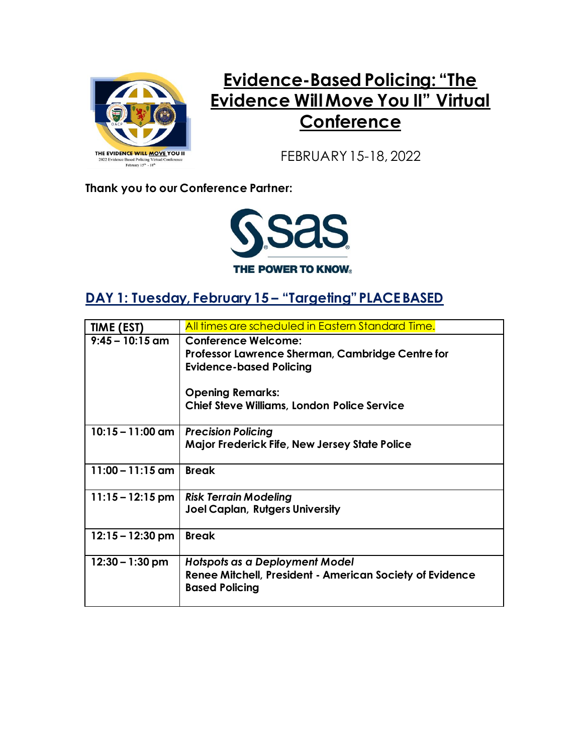# Evidence-Based Policing: "The Evidence Will Move You II" Virtual Conference

FEBRUARY 15-18, 2022

**Thank you to our Conference Partner:**

## DAY 1: Tuesday, February 15 – "Targeting" PLACE BASED

| TIME (EST) | All times are scheduled in Eastern Standard Time. |
|---|---|
| 9:45 – 10:15 am | **Conference Welcome:**<br>**Professor Lawrence Sherman, Cambridge Centre for Evidence-based Policing**<br><br>**Opening Remarks:**<br>**Chief Steve Williams, London Police Service** |
| 10:15 – 11:00 am | ***Precision Policing***<br>**Major Frederick Fife, New Jersey State Police** |
| 11:00 – 11:15 am | **Break** |
| 11:15 – 12:15 pm | ***Risk Terrain Modeling***<br>**Joel Caplan, Rutgers University** |
| 12:15 – 12:30 pm | **Break** |
| 12:30 – 1:30 pm | ***Hotspots as a Deployment Model***<br>**Renee Mitchell, President - American Society of Evidence Based Policing** |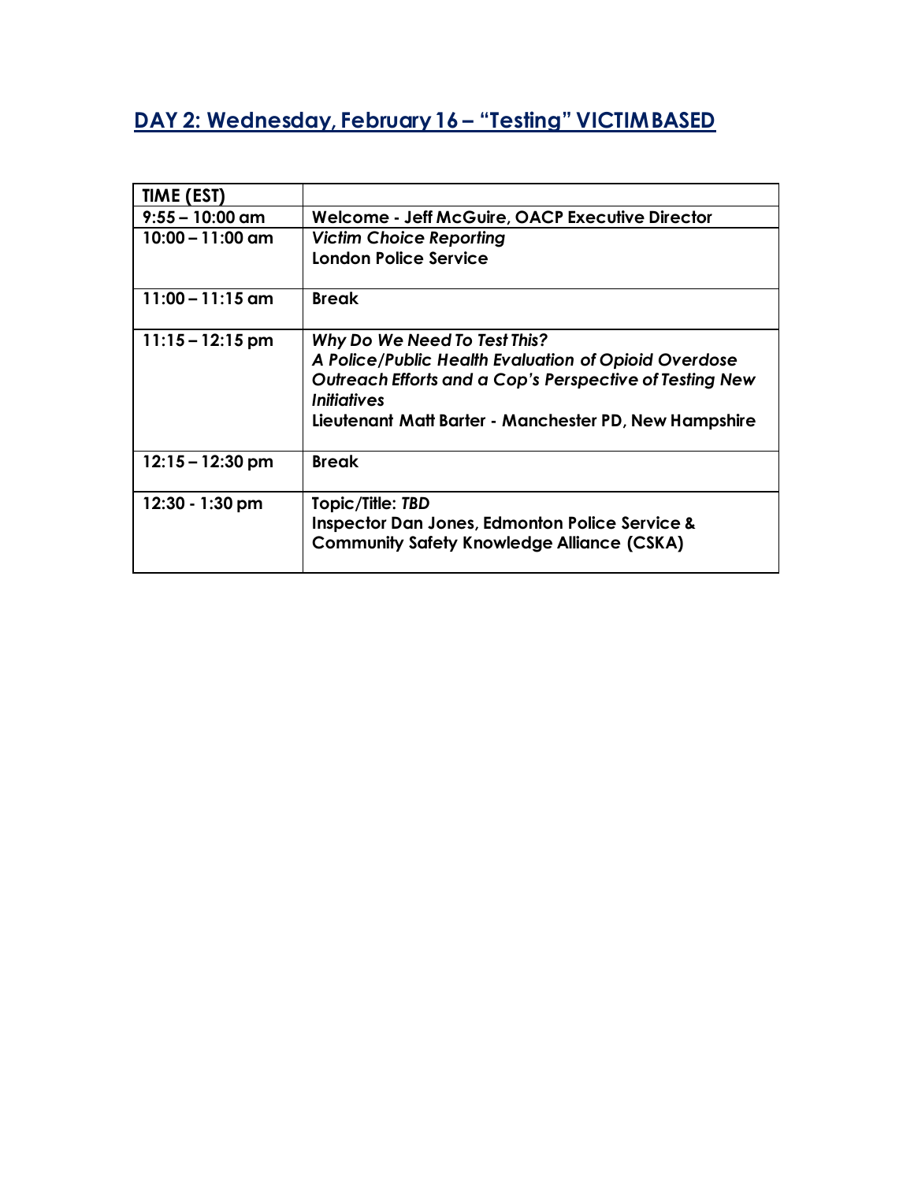## DAY 2: Wednesday, February 16 – "Testing" VICTIMBASED

| TIME (EST) | |
|---|---|
| 9:55 – 10:00 am | **Welcome - Jeff McGuire, OACP Executive Director** |
| 10:00 – 11:00 am | ***Victim Choice Reporting***<br>**London Police Service** |
| 11:00 – 11:15 am | **Break** |
| 11:15 – 12:15 pm | ***Why Do We Need To Test This?***<br>***A Police/Public Health Evaluation of Opioid Overdose Outreach Efforts and a Cop's Perspective of Testing New Initiatives***<br>**Lieutenant Matt Barter - Manchester PD, New Hampshire** |
| 12:15 – 12:30 pm | **Break** |
| 12:30 - 1:30 pm | **Topic/Title: *TBD***<br>**Inspector Dan Jones, Edmonton Police Service & Community Safety Knowledge Alliance (CSKA)** |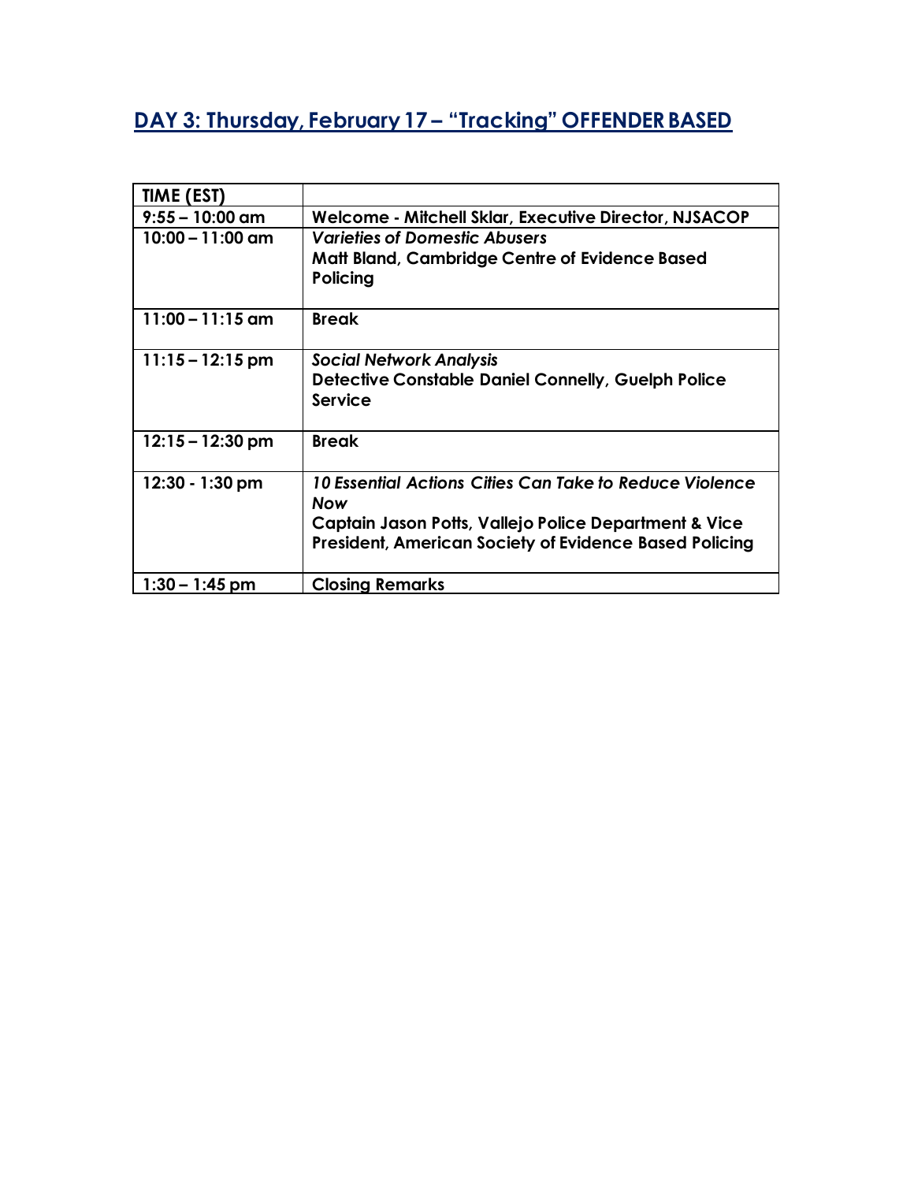## DAY 3: Thursday, February 17 – "Tracking" OFFENDER BASED

| TIME (EST) | |
|---|---|
| 9:55 – 10:00 am | **Welcome - Mitchell Sklar, Executive Director, NJSACOP** |
| 10:00 – 11:00 am | ***Varieties of Domestic Abusers*** <br> **Matt Bland, Cambridge Centre of Evidence Based Policing** |
| 11:00 – 11:15 am | **Break** |
| 11:15 – 12:15 pm | ***Social Network Analysis*** <br> **Detective Constable Daniel Connelly, Guelph Police Service** |
| 12:15 – 12:30 pm | **Break** |
| 12:30 - 1:30 pm | ***10 Essential Actions Cities Can Take to Reduce Violence Now*** <br> **Captain Jason Potts, Vallejo Police Department & Vice President, American Society of Evidence Based Policing** |
| 1:30 – 1:45 pm | **Closing Remarks** |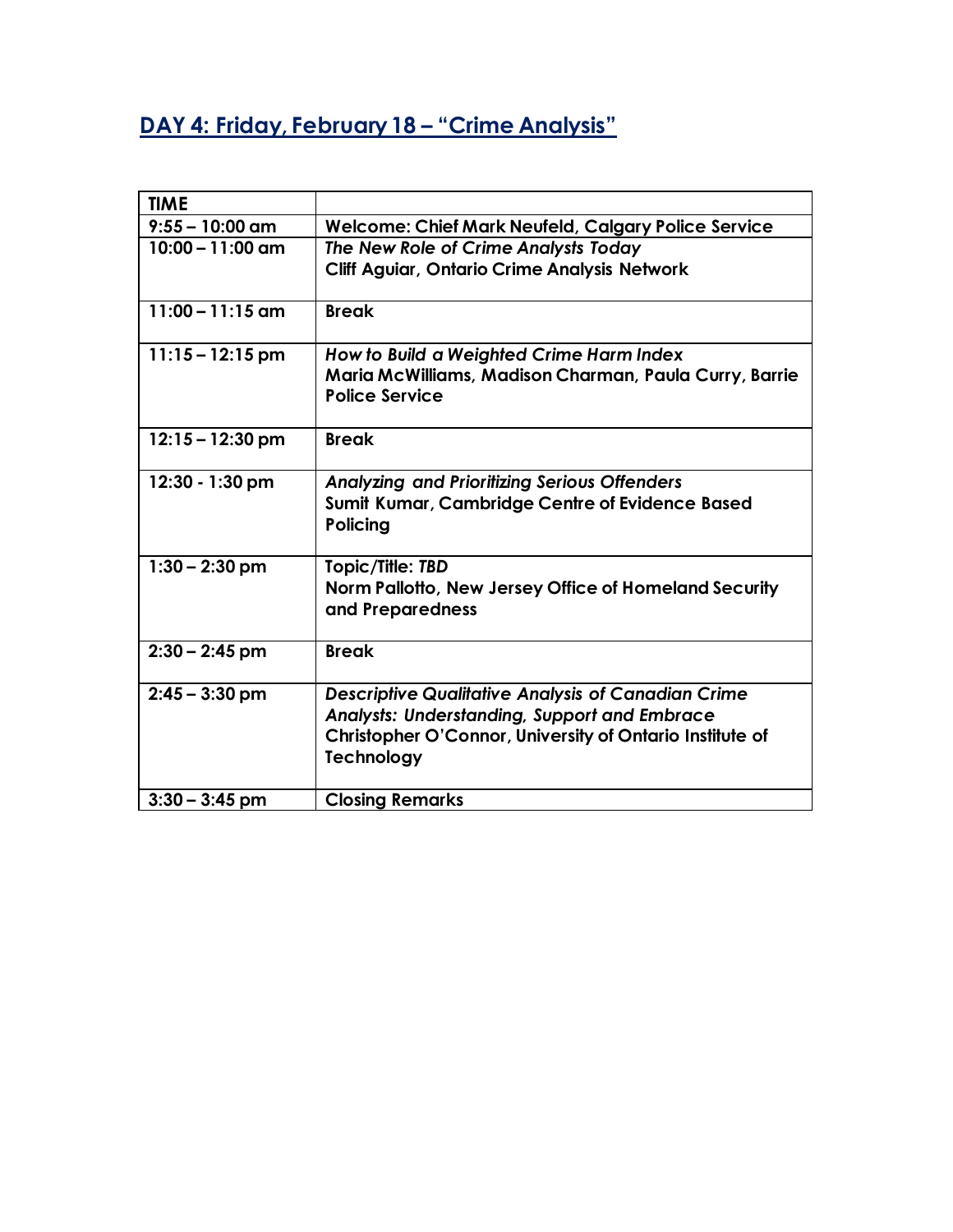## DAY 4: Friday, February 18 – "Crime Analysis"

| TIME | |
|---|---|
| 9:55 – 10:00 am | **Welcome: Chief Mark Neufeld, Calgary Police Service** |
| 10:00 – 11:00 am | ***The New Role of Crime Analysts Today***<br>**Cliff Aguiar, Ontario Crime Analysis Network** |
| 11:00 – 11:15 am | **Break** |
| 11:15 – 12:15 pm | ***How to Build a Weighted Crime Harm Index***<br>**Maria McWilliams, Madison Charman, Paula Curry, Barrie Police Service** |
| 12:15 – 12:30 pm | **Break** |
| 12:30 - 1:30 pm | ***Analyzing and Prioritizing Serious Offenders***<br>**Sumit Kumar, Cambridge Centre of Evidence Based Policing** |
| 1:30 – 2:30 pm | **Topic/Title: *TBD***<br>**Norm Pallotto, New Jersey Office of Homeland Security and Preparedness** |
| 2:30 – 2:45 pm | **Break** |
| 2:45 – 3:30 pm | ***Descriptive Qualitative Analysis of Canadian Crime Analysts: Understanding, Support and Embrace***<br>**Christopher O'Connor, University of Ontario Institute of Technology** |
| 3:30 – 3:45 pm | **Closing Remarks** |